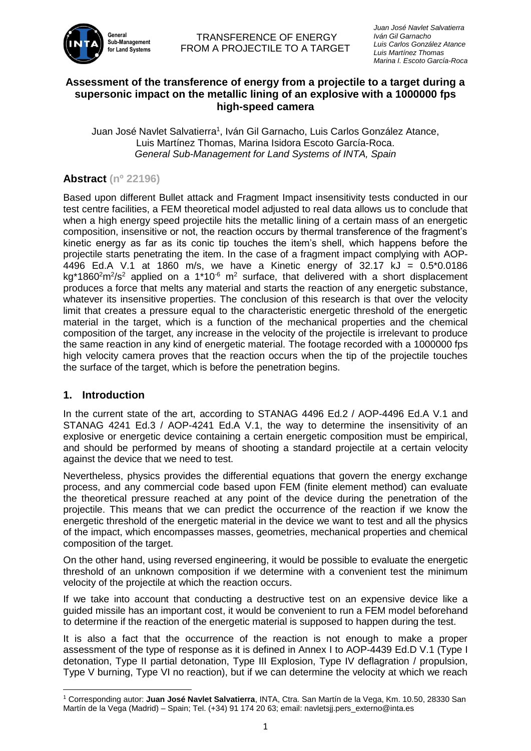**Assessment of the transference of energy from a projectile to a target during a supersonic impact on the metallic lining of an explosive with a 1000000 fps high-speed camera**

Juan José Navlet Salvatierra[1], Iván Gil Garnacho, Luis Carlos González Atance, Luis Martínez Thomas, Marina Isidora Escoto García-Roca.
*General Sub-Management for Land Systems of INTA, Spain*

## Abstract (nº 22196)

Based upon different Bullet attack and Fragment Impact insensitivity tests conducted in our test centre facilities, a FEM theoretical model adjusted to real data allows us to conclude that when a high energy speed projectile hits the metallic lining of a certain mass of an energetic composition, insensitive or not, the reaction occurs by thermal transference of the fragment's kinetic energy as far as its conic tip touches the item's shell, which happens before the projectile starts penetrating the item. In the case of a fragment impact complying with AOP-4496 Ed.A V.1 at 1860 m/s, we have a Kinetic energy of 32.17 kJ = $0.5*0.0186\ kg*1860^2 m^2/s^2$ applied on a $1*10^{-6}\ m^2$ surface, that delivered with a short displacement produces a force that melts any material and starts the reaction of any energetic substance, whatever its insensitive properties. The conclusion of this research is that over the velocity limit that creates a pressure equal to the characteristic energetic threshold of the energetic material in the target, which is a function of the mechanical properties and the chemical composition of the target, any increase in the velocity of the projectile is irrelevant to produce the same reaction in any kind of energetic material. The footage recorded with a 1000000 fps high velocity camera proves that the reaction occurs when the tip of the projectile touches the surface of the target, which is before the penetration begins.

## 1. Introduction

In the current state of the art, according to STANAG 4496 Ed.2 / AOP-4496 Ed.A V.1 and STANAG 4241 Ed.3 / AOP-4241 Ed.A V.1, the way to determine the insensitivity of an explosive or energetic device containing a certain energetic composition must be empirical, and should be performed by means of shooting a standard projectile at a certain velocity against the device that we need to test.

Nevertheless, physics provides the differential equations that govern the energy exchange process, and any commercial code based upon FEM (finite element method) can evaluate the theoretical pressure reached at any point of the device during the penetration of the projectile. This means that we can predict the occurrence of the reaction if we know the energetic threshold of the energetic material in the device we want to test and all the physics of the impact, which encompasses masses, geometries, mechanical properties and chemical composition of the target.

On the other hand, using reversed engineering, it would be possible to evaluate the energetic threshold of an unknown composition if we determine with a convenient test the minimum velocity of the projectile at which the reaction occurs.

If we take into account that conducting a destructive test on an expensive device like a guided missile has an important cost, it would be convenient to run a FEM model beforehand to determine if the reaction of the energetic material is supposed to happen during the test.

It is also a fact that the occurrence of the reaction is not enough to make a proper assessment of the type of response as it is defined in Annex I to AOP-4439 Ed.D V.1 (Type I detonation, Type II partial detonation, Type III Explosion, Type IV deflagration / propulsion, Type V burning, Type VI no reaction), but if we can determine the velocity at which we reach

---

[1] Corresponding autor: **Juan José Navlet Salvatierra**, INTA, Ctra. San Martín de la Vega, Km. 10.50, 28330 San Martín de la Vega (Madrid) – Spain; Tel. (+34) 91 174 20 63; email: navletsjj.pers_externo@inta.es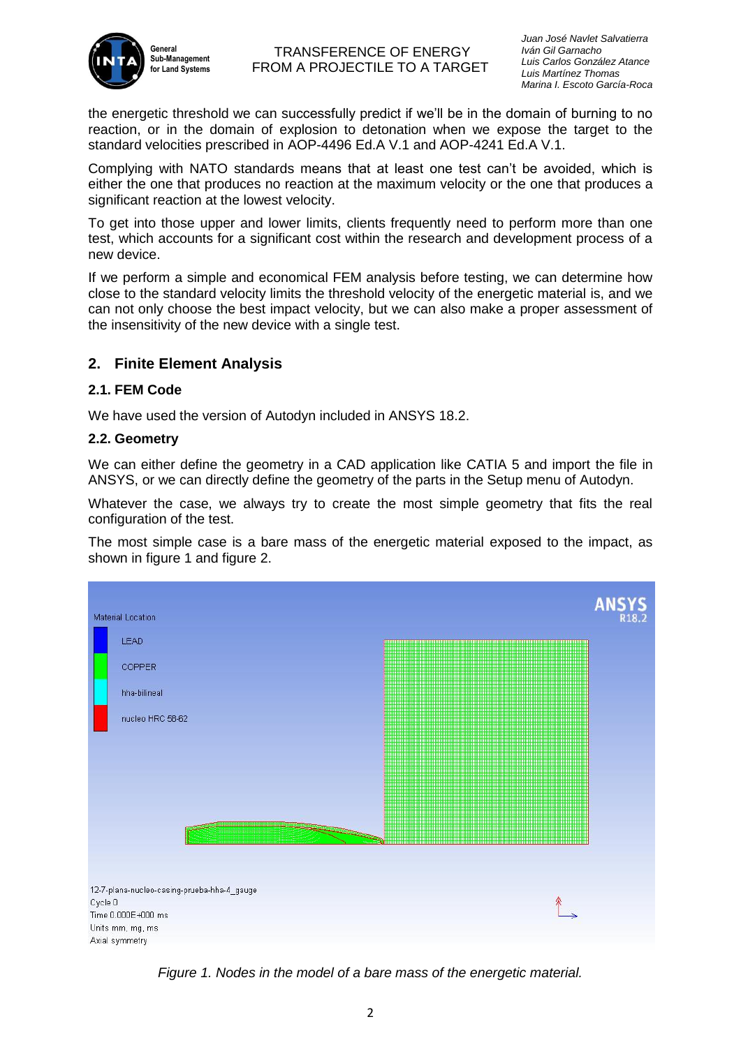the energetic threshold we can successfully predict if we'll be in the domain of burning to no reaction, or in the domain of explosion to detonation when we expose the target to the standard velocities prescribed in AOP-4496 Ed.A V.1 and AOP-4241 Ed.A V.1.

Complying with NATO standards means that at least one test can't be avoided, which is either the one that produces no reaction at the maximum velocity or the one that produces a significant reaction at the lowest velocity.

To get into those upper and lower limits, clients frequently need to perform more than one test, which accounts for a significant cost within the research and development process of a new device.

If we perform a simple and economical FEM analysis before testing, we can determine how close to the standard velocity limits the threshold velocity of the energetic material is, and we can not only choose the best impact velocity, but we can also make a proper assessment of the insensitivity of the new device with a single test.

## 2. Finite Element Analysis

### 2.1. FEM Code

We have used the version of Autodyn included in ANSYS 18.2.

### 2.2. Geometry

We can either define the geometry in a CAD application like CATIA 5 and import the file in ANSYS, or we can directly define the geometry of the parts in the Setup menu of Autodyn.

Whatever the case, we always try to create the most simple geometry that fits the real configuration of the test.

The most simple case is a bare mass of the energetic material exposed to the impact, as shown in figure 1 and figure 2.

*Figure 1. Nodes in the model of a bare mass of the energetic material.*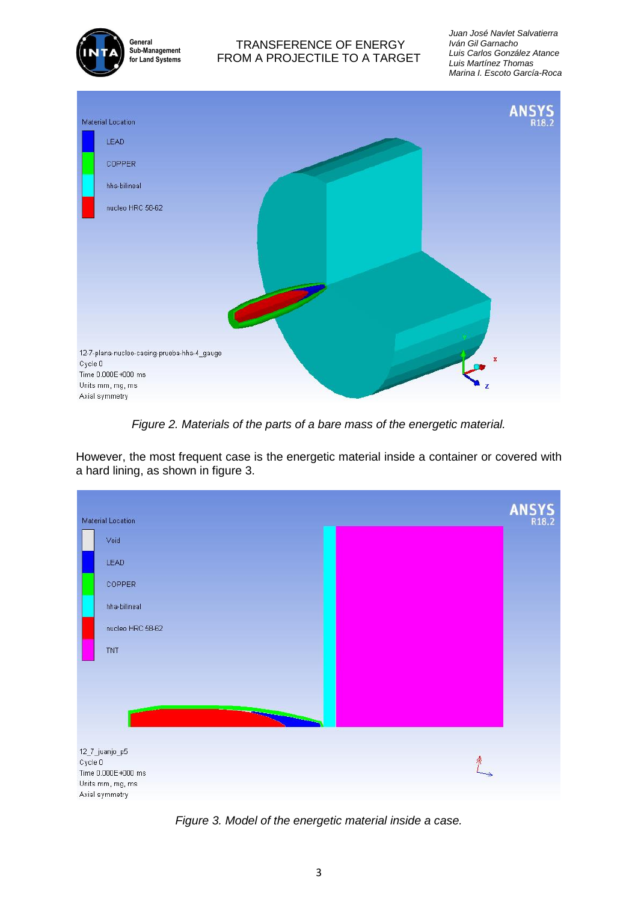*Figure 2. Materials of the parts of a bare mass of the energetic material.*

However, the most frequent case is the energetic material inside a container or covered with a hard lining, as shown in figure 3.

*Figure 3. Model of the energetic material inside a case.*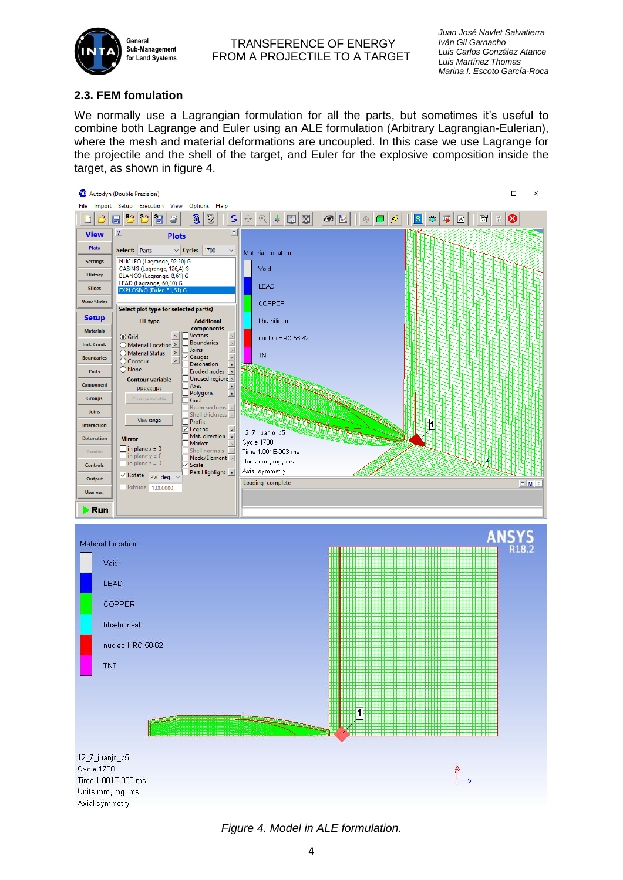## 2.3. FEM fomulation

We normally use a Lagrangian formulation for all the parts, but sometimes it's useful to combine both Lagrange and Euler using an ALE formulation (Arbitrary Lagrangian-Eulerian), where the mesh and material deformations are uncoupled. In this case we use Lagrange for the projectile and the shell of the target, and Euler for the explosive composition inside the target, as shown in figure 4.

*Figure 4. Model in ALE formulation.*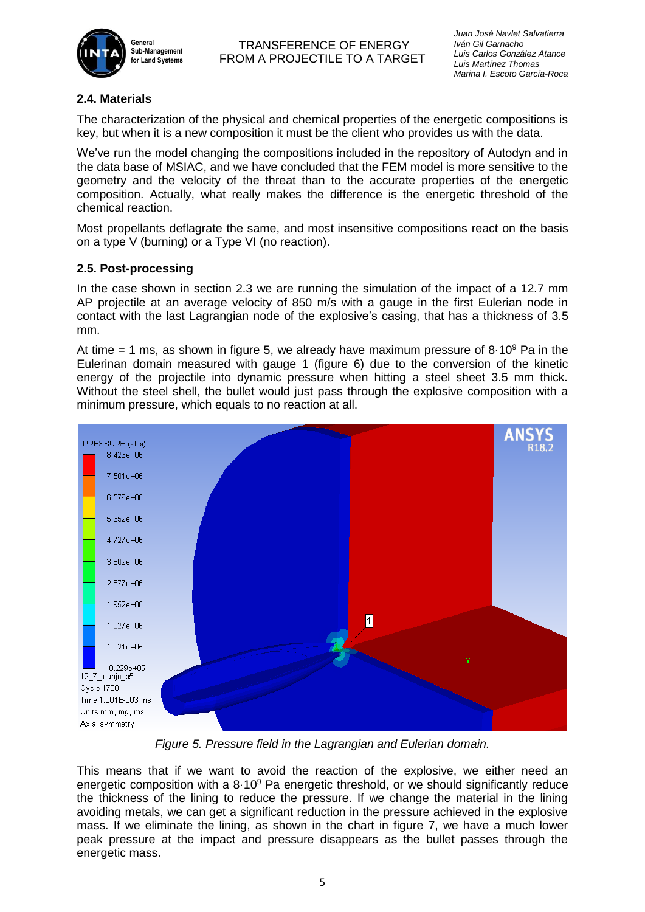### 2.4. Materials

The characterization of the physical and chemical properties of the energetic compositions is key, but when it is a new composition it must be the client who provides us with the data.

We've run the model changing the compositions included in the repository of Autodyn and in the data base of MSIAC, and we have concluded that the FEM model is more sensitive to the geometry and the velocity of the threat than to the accurate properties of the energetic composition. Actually, what really makes the difference is the energetic threshold of the chemical reaction.

Most propellants deflagrate the same, and most insensitive compositions react on the basis on a type V (burning) or a Type VI (no reaction).

### 2.5. Post-processing

In the case shown in section 2.3 we are running the simulation of the impact of a 12.7 mm AP projectile at an average velocity of 850 m/s with a gauge in the first Eulerian node in contact with the last Lagrangian node of the explosive's casing, that has a thickness of 3.5 mm.

At time = 1 ms, as shown in figure 5, we already have maximum pressure of $8 \cdot 10^9$ Pa in the Eulerinan domain measured with gauge 1 (figure 6) due to the conversion of the kinetic energy of the projectile into dynamic pressure when hitting a steel sheet 3.5 mm thick. Without the steel shell, the bullet would just pass through the explosive composition with a minimum pressure, which equals to no reaction at all.

*Figure 5. Pressure field in the Lagrangian and Eulerian domain.*

This means that if we want to avoid the reaction of the explosive, we either need an energetic composition with a $8 \cdot 10^9$ Pa energetic threshold, or we should significantly reduce the thickness of the lining to reduce the pressure. If we change the material in the lining avoiding metals, we can get a significant reduction in the pressure achieved in the explosive mass. If we eliminate the lining, as shown in the chart in figure 7, we have a much lower peak pressure at the impact and pressure disappears as the bullet passes through the energetic mass.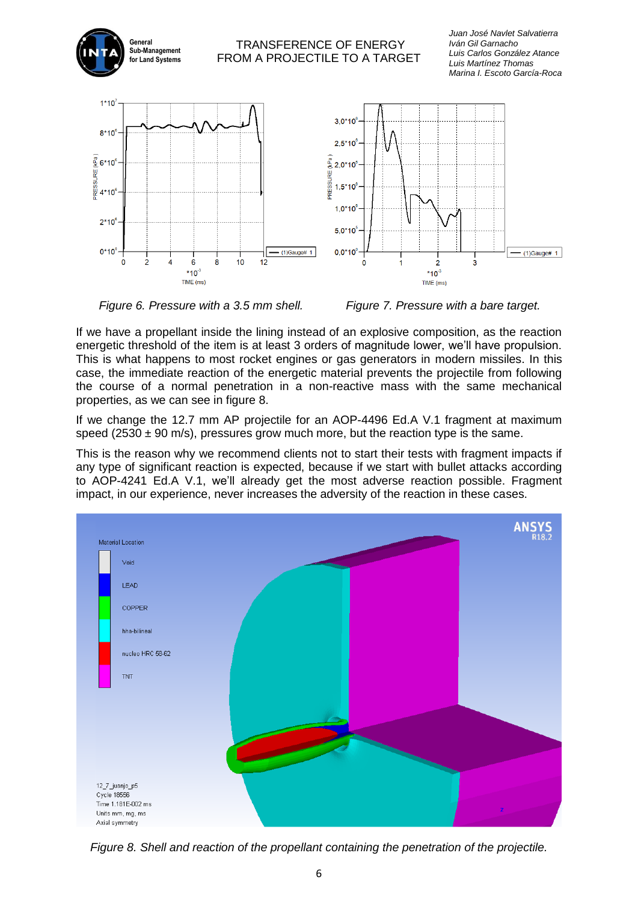*Figure 6. Pressure with a 3.5 mm shell.*

*Figure 7. Pressure with a bare target.*

If we have a propellant inside the lining instead of an explosive composition, as the reaction energetic threshold of the item is at least 3 orders of magnitude lower, we'll have propulsion. This is what happens to most rocket engines or gas generators in modern missiles. In this case, the immediate reaction of the energetic material prevents the projectile from following the course of a normal penetration in a non-reactive mass with the same mechanical properties, as we can see in figure 8.

If we change the 12.7 mm AP projectile for an AOP-4496 Ed.A V.1 fragment at maximum speed (2530 ± 90 m/s), pressures grow much more, but the reaction type is the same.

This is the reason why we recommend clients not to start their tests with fragment impacts if any type of significant reaction is expected, because if we start with bullet attacks according to AOP-4241 Ed.A V.1, we'll already get the most adverse reaction possible. Fragment impact, in our experience, never increases the adversity of the reaction in these cases.

*Figure 8. Shell and reaction of the propellant containing the penetration of the projectile.*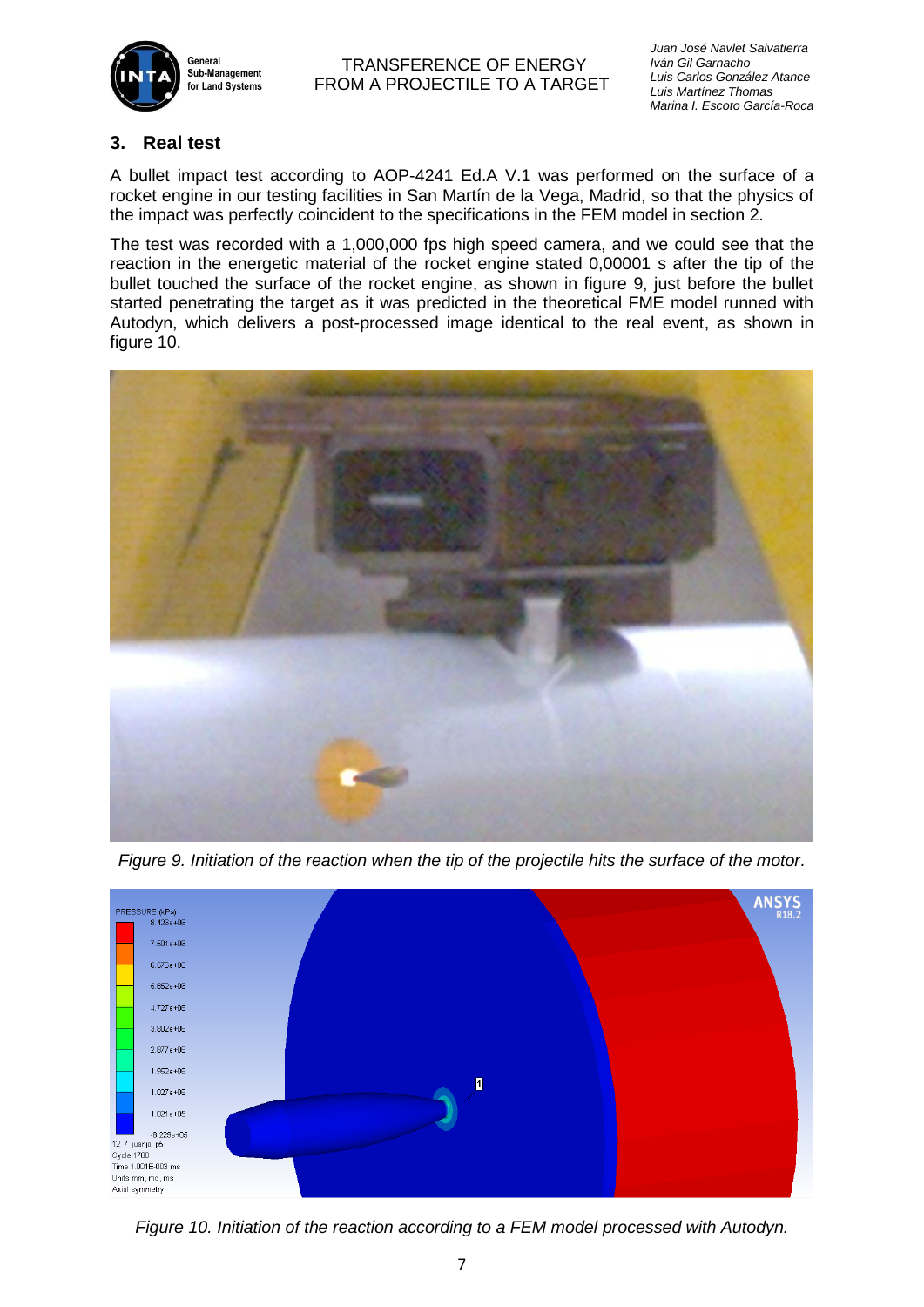## 3. Real test

A bullet impact test according to AOP-4241 Ed.A V.1 was performed on the surface of a rocket engine in our testing facilities in San Martín de la Vega, Madrid, so that the physics of the impact was perfectly coincident to the specifications in the FEM model in section 2.

The test was recorded with a 1,000,000 fps high speed camera, and we could see that the reaction in the energetic material of the rocket engine stated 0,00001 s after the tip of the bullet touched the surface of the rocket engine, as shown in figure 9, just before the bullet started penetrating the target as it was predicted in the theoretical FME model runned with Autodyn, which delivers a post-processed image identical to the real event, as shown in figure 10.

*Figure 9. Initiation of the reaction when the tip of the projectile hits the surface of the motor.*

*Figure 10. Initiation of the reaction according to a FEM model processed with Autodyn.*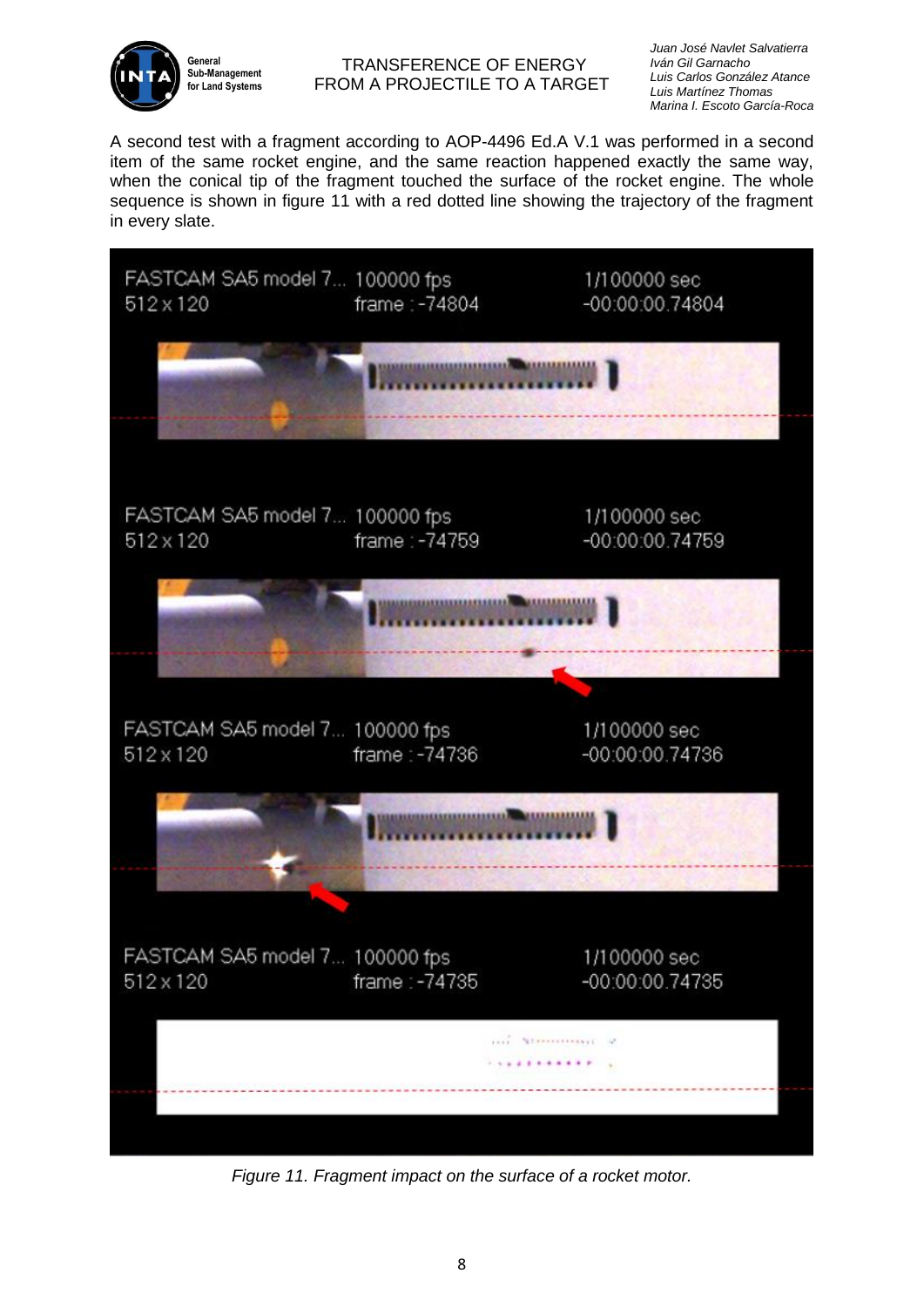A second test with a fragment according to AOP-4496 Ed.A V.1 was performed in a second item of the same rocket engine, and the same reaction happened exactly the same way, when the conical tip of the fragment touched the surface of the rocket engine. The whole sequence is shown in figure 11 with a red dotted line showing the trajectory of the fragment in every slate.

*Figure 11. Fragment impact on the surface of a rocket motor.*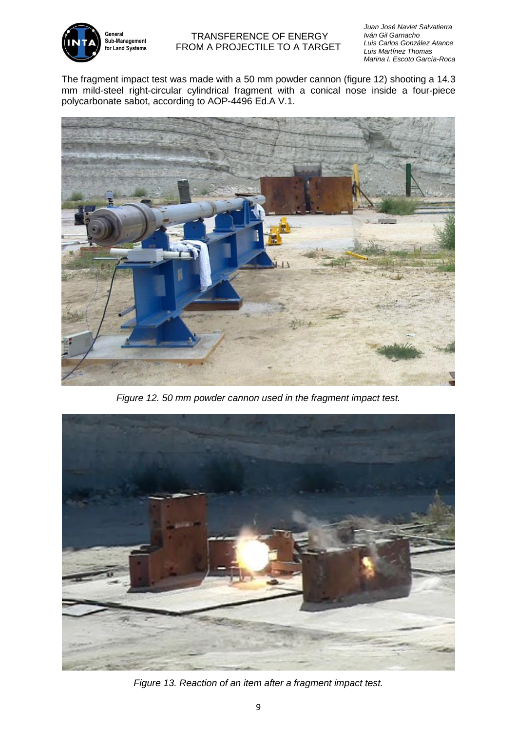The fragment impact test was made with a 50 mm powder cannon (figure 12) shooting a 14.3 mm mild-steel right-circular cylindrical fragment with a conical nose inside a four-piece polycarbonate sabot, according to AOP-4496 Ed.A V.1.

*Figure 12. 50 mm powder cannon used in the fragment impact test.*

*Figure 13. Reaction of an item after a fragment impact test.*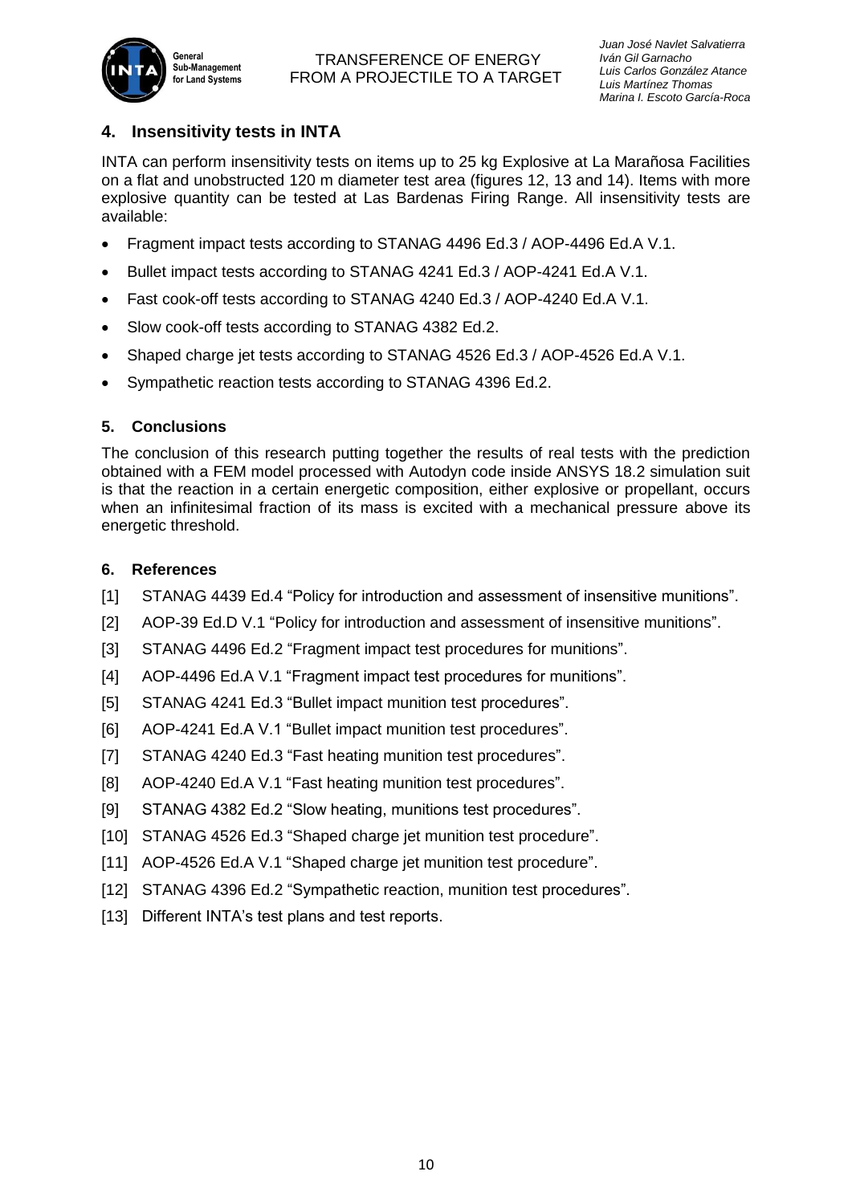## 4. Insensitivity tests in INTA

INTA can perform insensitivity tests on items up to 25 kg Explosive at La Marañosa Facilities on a flat and unobstructed 120 m diameter test area (figures 12, 13 and 14). Items with more explosive quantity can be tested at Las Bardenas Firing Range. All insensitivity tests are available:

- Fragment impact tests according to STANAG 4496 Ed.3 / AOP-4496 Ed.A V.1.
- Bullet impact tests according to STANAG 4241 Ed.3 / AOP-4241 Ed.A V.1.
- Fast cook-off tests according to STANAG 4240 Ed.3 / AOP-4240 Ed.A V.1.
- Slow cook-off tests according to STANAG 4382 Ed.2.
- Shaped charge jet tests according to STANAG 4526 Ed.3 / AOP-4526 Ed.A V.1.
- Sympathetic reaction tests according to STANAG 4396 Ed.2.

## 5. Conclusions

The conclusion of this research putting together the results of real tests with the prediction obtained with a FEM model processed with Autodyn code inside ANSYS 18.2 simulation suit is that the reaction in a certain energetic composition, either explosive or propellant, occurs when an infinitesimal fraction of its mass is excited with a mechanical pressure above its energetic threshold.

## 6. References

[1] STANAG 4439 Ed.4 "Policy for introduction and assessment of insensitive munitions".

[2] AOP-39 Ed.D V.1 "Policy for introduction and assessment of insensitive munitions".

[3] STANAG 4496 Ed.2 "Fragment impact test procedures for munitions".

[4] AOP-4496 Ed.A V.1 "Fragment impact test procedures for munitions".

[5] STANAG 4241 Ed.3 "Bullet impact munition test procedures".

[6] AOP-4241 Ed.A V.1 "Bullet impact munition test procedures".

[7] STANAG 4240 Ed.3 "Fast heating munition test procedures".

[8] AOP-4240 Ed.A V.1 "Fast heating munition test procedures".

[9] STANAG 4382 Ed.2 "Slow heating, munitions test procedures".

[10] STANAG 4526 Ed.3 "Shaped charge jet munition test procedure".

[11] AOP-4526 Ed.A V.1 "Shaped charge jet munition test procedure".

[12] STANAG 4396 Ed.2 "Sympathetic reaction, munition test procedures".

[13] Different INTA's test plans and test reports.